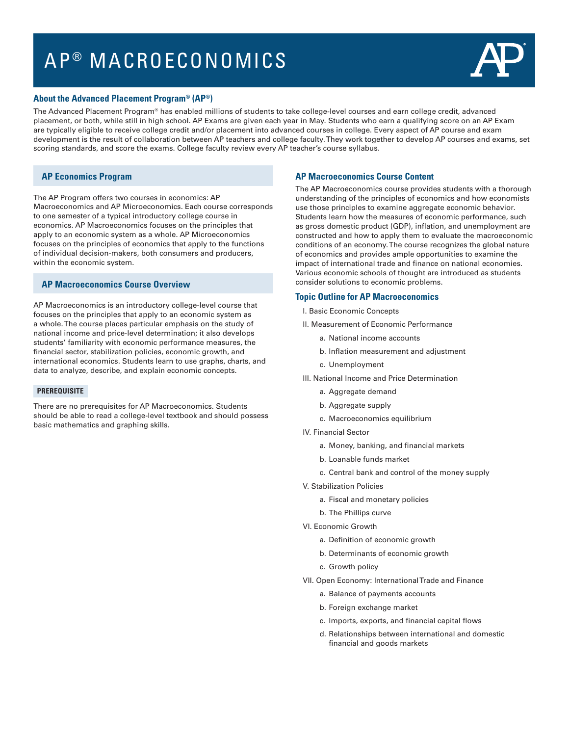# AP® MACROECONOMICS

## About the Advanced Placement Program® (AP®)

The Advanced Placement Program® has enabled millions of students to take college-level courses and earn college credit, advanced placement, or both, while still in high school. AP Exams are given each year in May. Students who earn a qualifying score on an AP Exam are typically eligible to receive college credit and/or placement into advanced courses in college. Every aspect of AP course and exam development is the result of collaboration between AP teachers and college faculty. They work together to develop AP courses and exams, set scoring standards, and score the exams. College faculty review every AP teacher's course syllabus.

## AP Economics Program

The AP Program offers two courses in economics: AP Macroeconomics and AP Microeconomics. Each course corresponds to one semester of a typical introductory college course in economics. AP Macroeconomics focuses on the principles that apply to an economic system as a whole. AP Microeconomics focuses on the principles of economics that apply to the functions of individual decision-makers, both consumers and producers, within the economic system.

## AP Macroeconomics Course Overview

AP Macroeconomics is an introductory college-level course that focuses on the principles that apply to an economic system as a whole. The course places particular emphasis on the study of national income and price-level determination; it also develops students' familiarity with economic performance measures, the financial sector, stabilization policies, economic growth, and international economics. Students learn to use graphs, charts, and data to analyze, describe, and explain economic concepts.

### PREREQUISITE

There are no prerequisites for AP Macroeconomics. Students should be able to read a college-level textbook and should possess basic mathematics and graphing skills.

## AP Macroeconomics Course Content

The AP Macroeconomics course provides students with a thorough understanding of the principles of economics and how economists use those principles to examine aggregate economic behavior. Students learn how the measures of economic performance, such as gross domestic product (GDP), inflation, and unemployment are constructed and how to apply them to evaluate the macroeconomic conditions of an economy. The course recognizes the global nature of economics and provides ample opportunities to examine the impact of international trade and finance on national economies. Various economic schools of thought are introduced as students consider solutions to economic problems.

## Topic Outline for AP Macroeconomics

- I. Basic Economic Concepts
- II. Measurement of Economic Performance
  - a. National income accounts
  - b. Inflation measurement and adjustment
  - c. Unemployment
- III. National Income and Price Determination
  - a. Aggregate demand
  - b. Aggregate supply
  - c. Macroeconomics equilibrium
- IV. Financial Sector
  - a. Money, banking, and financial markets
  - b. Loanable funds market
  - c. Central bank and control of the money supply
- V. Stabilization Policies
  - a. Fiscal and monetary policies
  - b. The Phillips curve
- VI. Economic Growth
  - a. Definition of economic growth
  - b. Determinants of economic growth
  - c. Growth policy
- VII. Open Economy: International Trade and Finance
  - a. Balance of payments accounts
  - b. Foreign exchange market
  - c. Imports, exports, and financial capital flows
  - d. Relationships between international and domestic financial and goods markets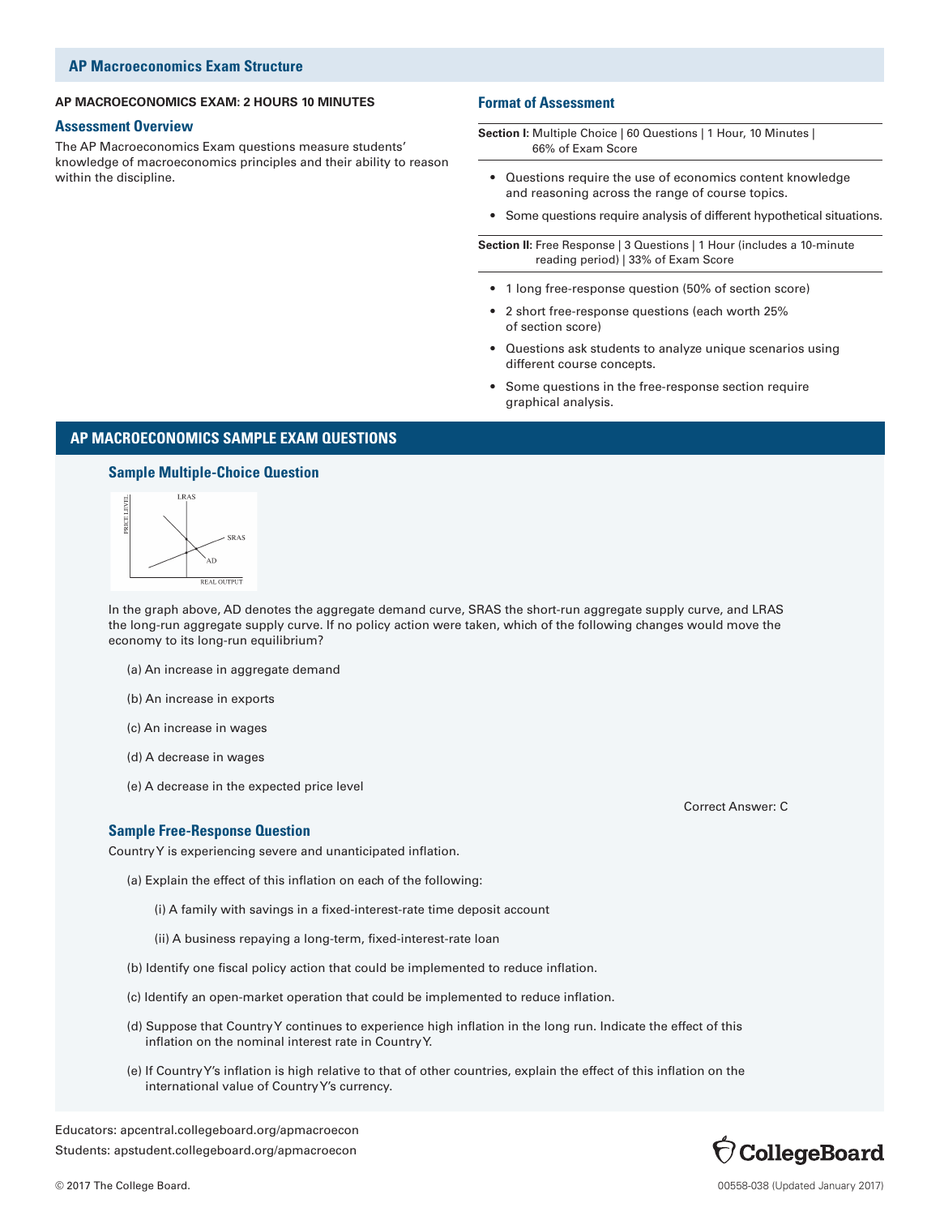## AP Macroeconomics Exam Structure

**AP MACROECONOMICS EXAM: 2 HOURS 10 MINUTES**

### Assessment Overview

The AP Macroeconomics Exam questions measure students' knowledge of macroeconomics principles and their ability to reason within the discipline.

### Format of Assessment

**Section I:** Multiple Choice | 60 Questions | 1 Hour, 10 Minutes | 66% of Exam Score

- Questions require the use of economics content knowledge and reasoning across the range of course topics.
- Some questions require analysis of different hypothetical situations.

**Section II:** Free Response | 3 Questions | 1 Hour (includes a 10-minute reading period) | 33% of Exam Score

- 1 long free-response question (50% of section score)
- 2 short free-response questions (each worth 25% of section score)
- Questions ask students to analyze unique scenarios using different course concepts.
- Some questions in the free-response section require graphical analysis.

## AP MACROECONOMICS SAMPLE EXAM QUESTIONS

### Sample Multiple-Choice Question

LRAS
PRICE LEVEL
SRAS
AD
REAL OUTPUT

In the graph above, AD denotes the aggregate demand curve, SRAS the short-run aggregate supply curve, and LRAS the long-run aggregate supply curve. If no policy action were taken, which of the following changes would move the economy to its long-run equilibrium?

(a) An increase in aggregate demand

(b) An increase in exports

(c) An increase in wages

(d) A decrease in wages

(e) A decrease in the expected price level

Correct Answer: C

### Sample Free-Response Question

Country Y is experiencing severe and unanticipated inflation.

(a) Explain the effect of this inflation on each of the following:

(i) A family with savings in a fixed-interest-rate time deposit account

(ii) A business repaying a long-term, fixed-interest-rate loan

(b) Identify one fiscal policy action that could be implemented to reduce inflation.

(c) Identify an open-market operation that could be implemented to reduce inflation.

(d) Suppose that Country Y continues to experience high inflation in the long run. Indicate the effect of this inflation on the nominal interest rate in Country Y.

(e) If Country Y's inflation is high relative to that of other countries, explain the effect of this inflation on the international value of Country Y's currency.

Educators: apcentral.collegeboard.org/apmacroecon

Students: apstudent.collegeboard.org/apmacroecon

CollegeBoard

© 2017 The College Board.

00558-038 (Updated January 2017)